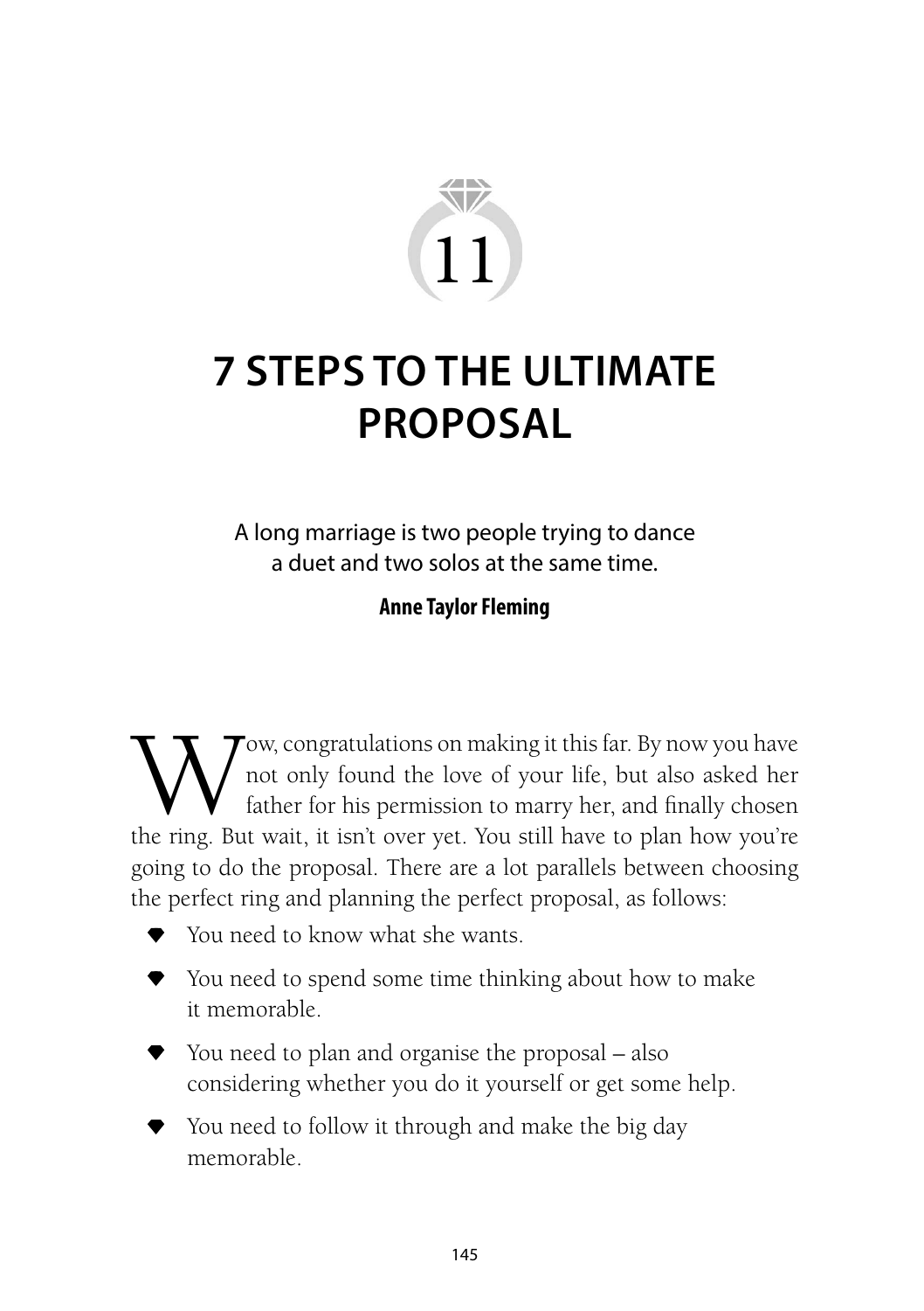# 11

# 7 STEPS TO THE ULTIMATE PROPOSAL

A long marriage is two people trying to dance a duet and two solos at the same time.

**Anne Taylor Fleming**

Wow, congratulations on making it this far. By now you have not only found the love of your life, but also asked her father for his permission to marry her, and finally chosen the ring. But wait, it isn't over yet. You still have to plan how you're going to do the proposal. There are a lot parallels between choosing the perfect ring and planning the perfect proposal, as follows:

- You need to know what she wants.
- You need to spend some time thinking about how to make it memorable.
- You need to plan and organise the proposal – also considering whether you do it yourself or get some help.
- You need to follow it through and make the big day memorable.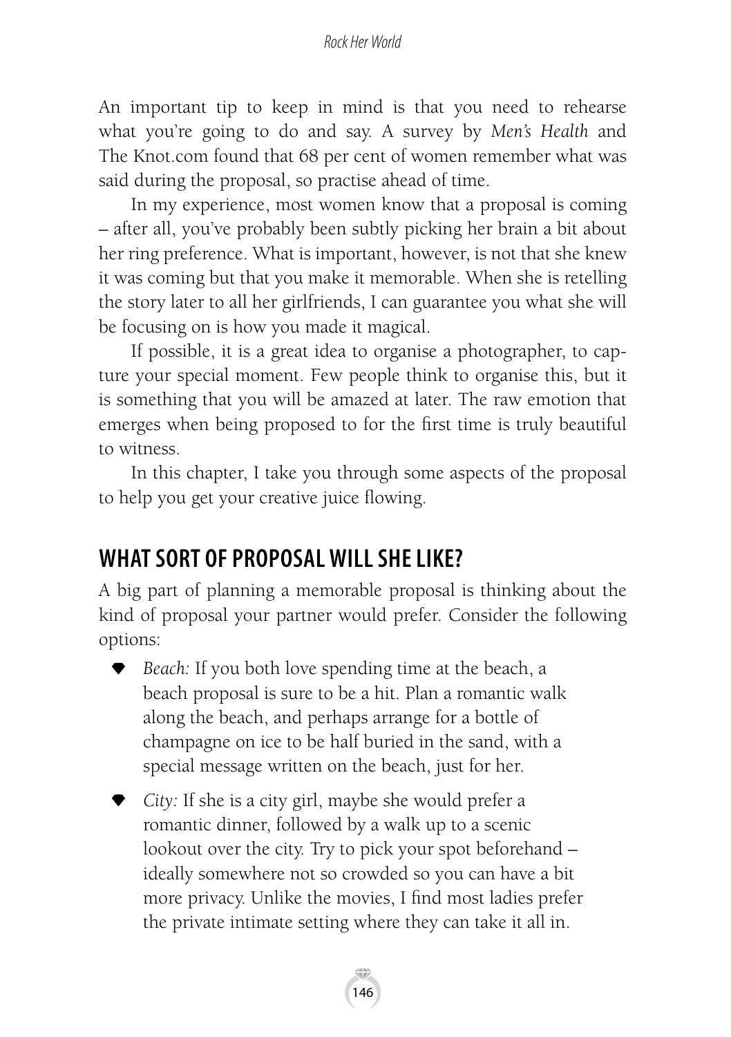An important tip to keep in mind is that you need to rehearse what you're going to do and say. A survey by *Men's Health* and The Knot.com found that 68 per cent of women remember what was said during the proposal, so practise ahead of time.

In my experience, most women know that a proposal is coming – after all, you've probably been subtly picking her brain a bit about her ring preference. What is important, however, is not that she knew it was coming but that you make it memorable. When she is retelling the story later to all her girlfriends, I can guarantee you what she will be focusing on is how you made it magical.

If possible, it is a great idea to organise a photographer, to capture your special moment. Few people think to organise this, but it is something that you will be amazed at later. The raw emotion that emerges when being proposed to for the first time is truly beautiful to witness.

In this chapter, I take you through some aspects of the proposal to help you get your creative juice flowing.

## WHAT SORT OF PROPOSAL WILL SHE LIKE?

A big part of planning a memorable proposal is thinking about the kind of proposal your partner would prefer. Consider the following options:

- *Beach:* If you both love spending time at the beach, a beach proposal is sure to be a hit. Plan a romantic walk along the beach, and perhaps arrange for a bottle of champagne on ice to be half buried in the sand, with a special message written on the beach, just for her.
- *City:* If she is a city girl, maybe she would prefer a romantic dinner, followed by a walk up to a scenic lookout over the city. Try to pick your spot beforehand – ideally somewhere not so crowded so you can have a bit more privacy. Unlike the movies, I find most ladies prefer the private intimate setting where they can take it all in.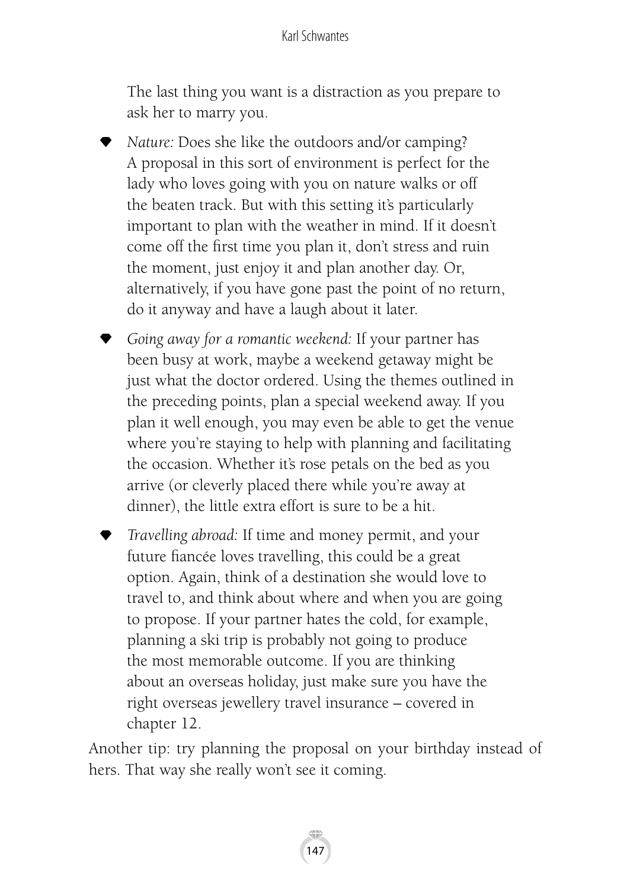The last thing you want is a distraction as you prepare to ask her to marry you.

- *Nature:* Does she like the outdoors and/or camping? A proposal in this sort of environment is perfect for the lady who loves going with you on nature walks or off the beaten track. But with this setting it's particularly important to plan with the weather in mind. If it doesn't come off the first time you plan it, don't stress and ruin the moment, just enjoy it and plan another day. Or, alternatively, if you have gone past the point of no return, do it anyway and have a laugh about it later.
- *Going away for a romantic weekend:* If your partner has been busy at work, maybe a weekend getaway might be just what the doctor ordered. Using the themes outlined in the preceding points, plan a special weekend away. If you plan it well enough, you may even be able to get the venue where you're staying to help with planning and facilitating the occasion. Whether it's rose petals on the bed as you arrive (or cleverly placed there while you're away at dinner), the little extra effort is sure to be a hit.
- *Travelling abroad:* If time and money permit, and your future fiancée loves travelling, this could be a great option. Again, think of a destination she would love to travel to, and think about where and when you are going to propose. If your partner hates the cold, for example, planning a ski trip is probably not going to produce the most memorable outcome. If you are thinking about an overseas holiday, just make sure you have the right overseas jewellery travel insurance – covered in chapter 12.

Another tip: try planning the proposal on your birthday instead of hers. That way she really won't see it coming.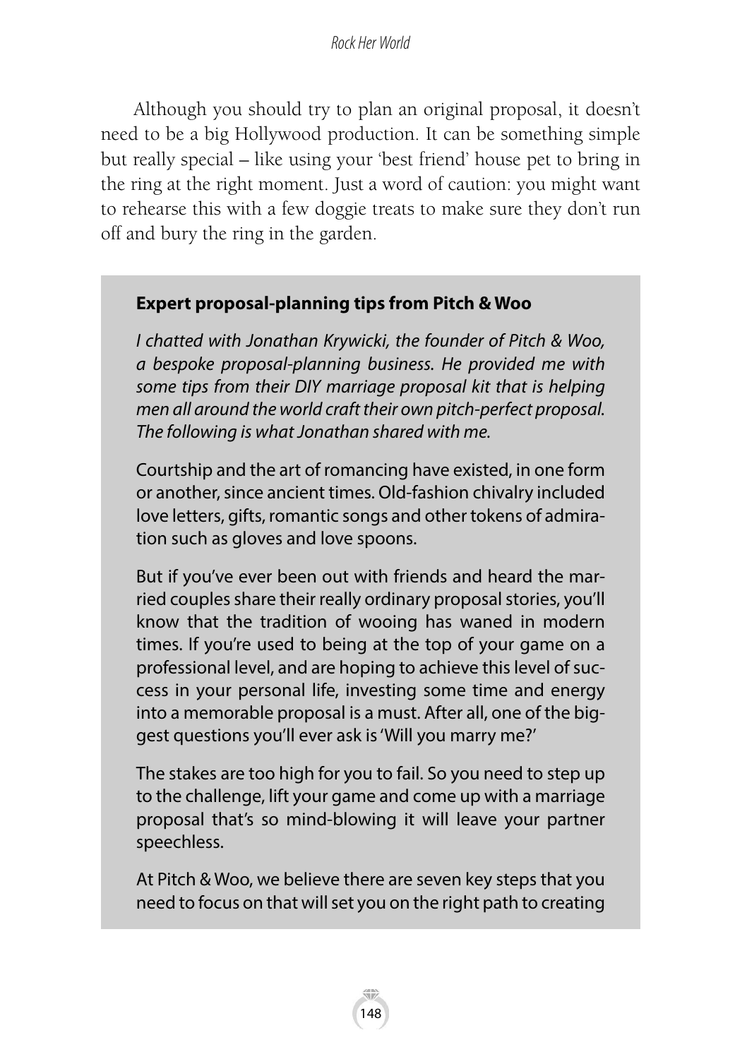Although you should try to plan an original proposal, it doesn't need to be a big Hollywood production. It can be something simple but really special – like using your 'best friend' house pet to bring in the ring at the right moment. Just a word of caution: you might want to rehearse this with a few doggie treats to make sure they don't run off and bury the ring in the garden.

**Expert proposal-planning tips from Pitch & Woo**

*I chatted with Jonathan Krywicki, the founder of Pitch & Woo, a bespoke proposal-planning business. He provided me with some tips from their DIY marriage proposal kit that is helping men all around the world craft their own pitch-perfect proposal. The following is what Jonathan shared with me.*

Courtship and the art of romancing have existed, in one form or another, since ancient times. Old-fashion chivalry included love letters, gifts, romantic songs and other tokens of admiration such as gloves and love spoons.

But if you've ever been out with friends and heard the married couples share their really ordinary proposal stories, you'll know that the tradition of wooing has waned in modern times. If you're used to being at the top of your game on a professional level, and are hoping to achieve this level of success in your personal life, investing some time and energy into a memorable proposal is a must. After all, one of the biggest questions you'll ever ask is 'Will you marry me?'

The stakes are too high for you to fail. So you need to step up to the challenge, lift your game and come up with a marriage proposal that's so mind-blowing it will leave your partner speechless.

At Pitch & Woo, we believe there are seven key steps that you need to focus on that will set you on the right path to creating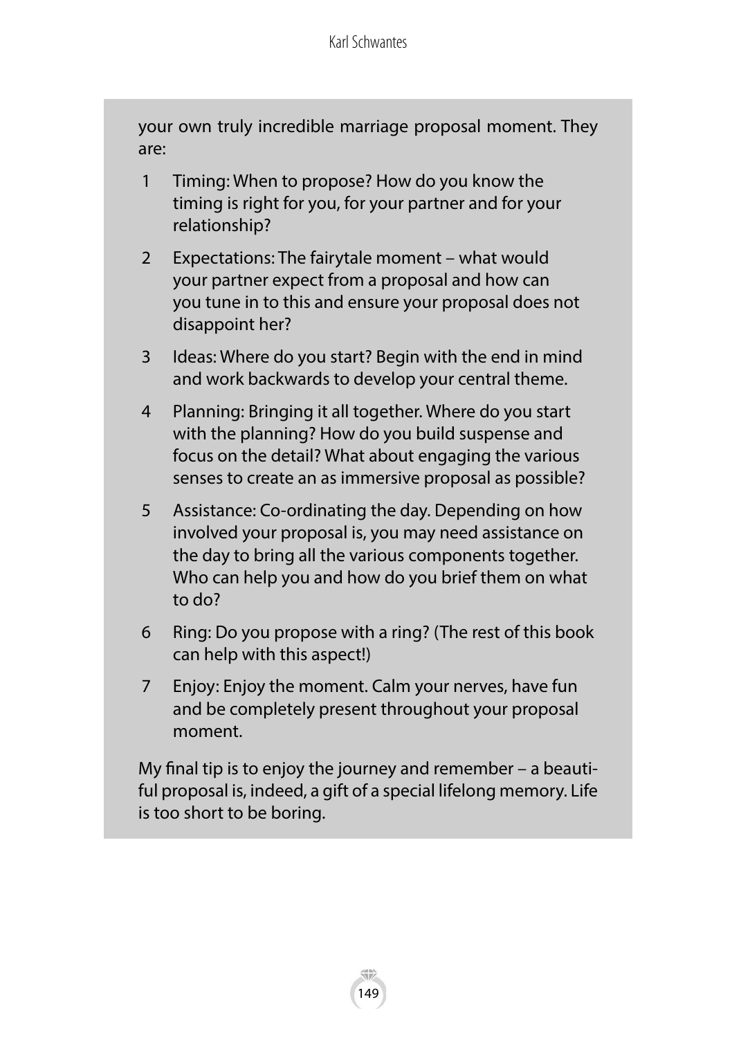your own truly incredible marriage proposal moment. They are:

1. Timing: When to propose? How do you know the timing is right for you, for your partner and for your relationship?
2. Expectations: The fairytale moment – what would your partner expect from a proposal and how can you tune in to this and ensure your proposal does not disappoint her?
3. Ideas: Where do you start? Begin with the end in mind and work backwards to develop your central theme.
4. Planning: Bringing it all together. Where do you start with the planning? How do you build suspense and focus on the detail? What about engaging the various senses to create an as immersive proposal as possible?
5. Assistance: Co-ordinating the day. Depending on how involved your proposal is, you may need assistance on the day to bring all the various components together. Who can help you and how do you brief them on what to do?
6. Ring: Do you propose with a ring? (The rest of this book can help with this aspect!)
7. Enjoy: Enjoy the moment. Calm your nerves, have fun and be completely present throughout your proposal moment.

My final tip is to enjoy the journey and remember – a beautiful proposal is, indeed, a gift of a special lifelong memory. Life is too short to be boring.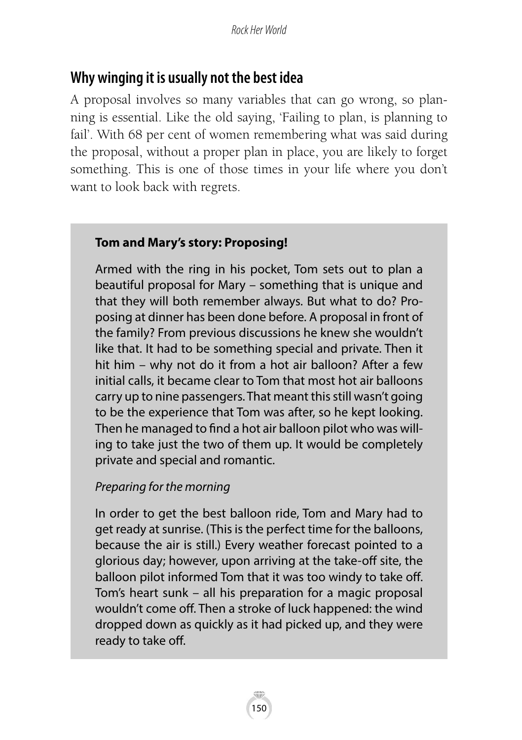## Why winging it is usually not the best idea

A proposal involves so many variables that can go wrong, so planning is essential. Like the old saying, 'Failing to plan, is planning to fail'. With 68 per cent of women remembering what was said during the proposal, without a proper plan in place, you are likely to forget something. This is one of those times in your life where you don't want to look back with regrets.

**Tom and Mary's story: Proposing!**

Armed with the ring in his pocket, Tom sets out to plan a beautiful proposal for Mary – something that is unique and that they will both remember always. But what to do? Proposing at dinner has been done before. A proposal in front of the family? From previous discussions he knew she wouldn't like that. It had to be something special and private. Then it hit him – why not do it from a hot air balloon? After a few initial calls, it became clear to Tom that most hot air balloons carry up to nine passengers. That meant this still wasn't going to be the experience that Tom was after, so he kept looking. Then he managed to find a hot air balloon pilot who was willing to take just the two of them up. It would be completely private and special and romantic.

*Preparing for the morning*

In order to get the best balloon ride, Tom and Mary had to get ready at sunrise. (This is the perfect time for the balloons, because the air is still.) Every weather forecast pointed to a glorious day; however, upon arriving at the take-off site, the balloon pilot informed Tom that it was too windy to take off. Tom's heart sunk – all his preparation for a magic proposal wouldn't come off. Then a stroke of luck happened: the wind dropped down as quickly as it had picked up, and they were ready to take off.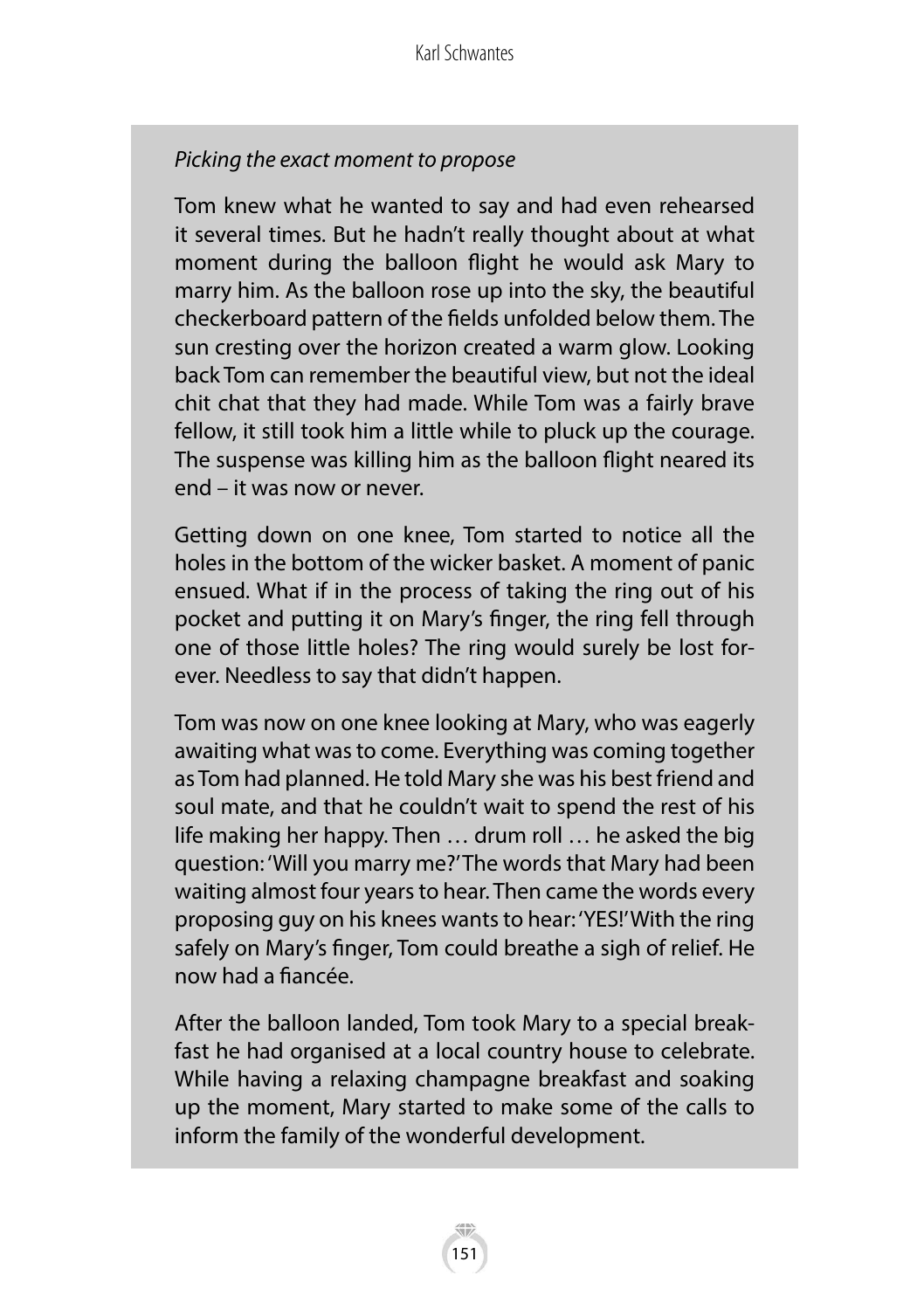*Picking the exact moment to propose*

Tom knew what he wanted to say and had even rehearsed it several times. But he hadn't really thought about at what moment during the balloon flight he would ask Mary to marry him. As the balloon rose up into the sky, the beautiful checkerboard pattern of the fields unfolded below them. The sun cresting over the horizon created a warm glow. Looking back Tom can remember the beautiful view, but not the ideal chit chat that they had made. While Tom was a fairly brave fellow, it still took him a little while to pluck up the courage. The suspense was killing him as the balloon flight neared its end – it was now or never.

Getting down on one knee, Tom started to notice all the holes in the bottom of the wicker basket. A moment of panic ensued. What if in the process of taking the ring out of his pocket and putting it on Mary's finger, the ring fell through one of those little holes? The ring would surely be lost forever. Needless to say that didn't happen.

Tom was now on one knee looking at Mary, who was eagerly awaiting what was to come. Everything was coming together as Tom had planned. He told Mary she was his best friend and soul mate, and that he couldn't wait to spend the rest of his life making her happy. Then … drum roll … he asked the big question: 'Will you marry me?' The words that Mary had been waiting almost four years to hear. Then came the words every proposing guy on his knees wants to hear: 'YES!' With the ring safely on Mary's finger, Tom could breathe a sigh of relief. He now had a fiancée.

After the balloon landed, Tom took Mary to a special breakfast he had organised at a local country house to celebrate. While having a relaxing champagne breakfast and soaking up the moment, Mary started to make some of the calls to inform the family of the wonderful development.